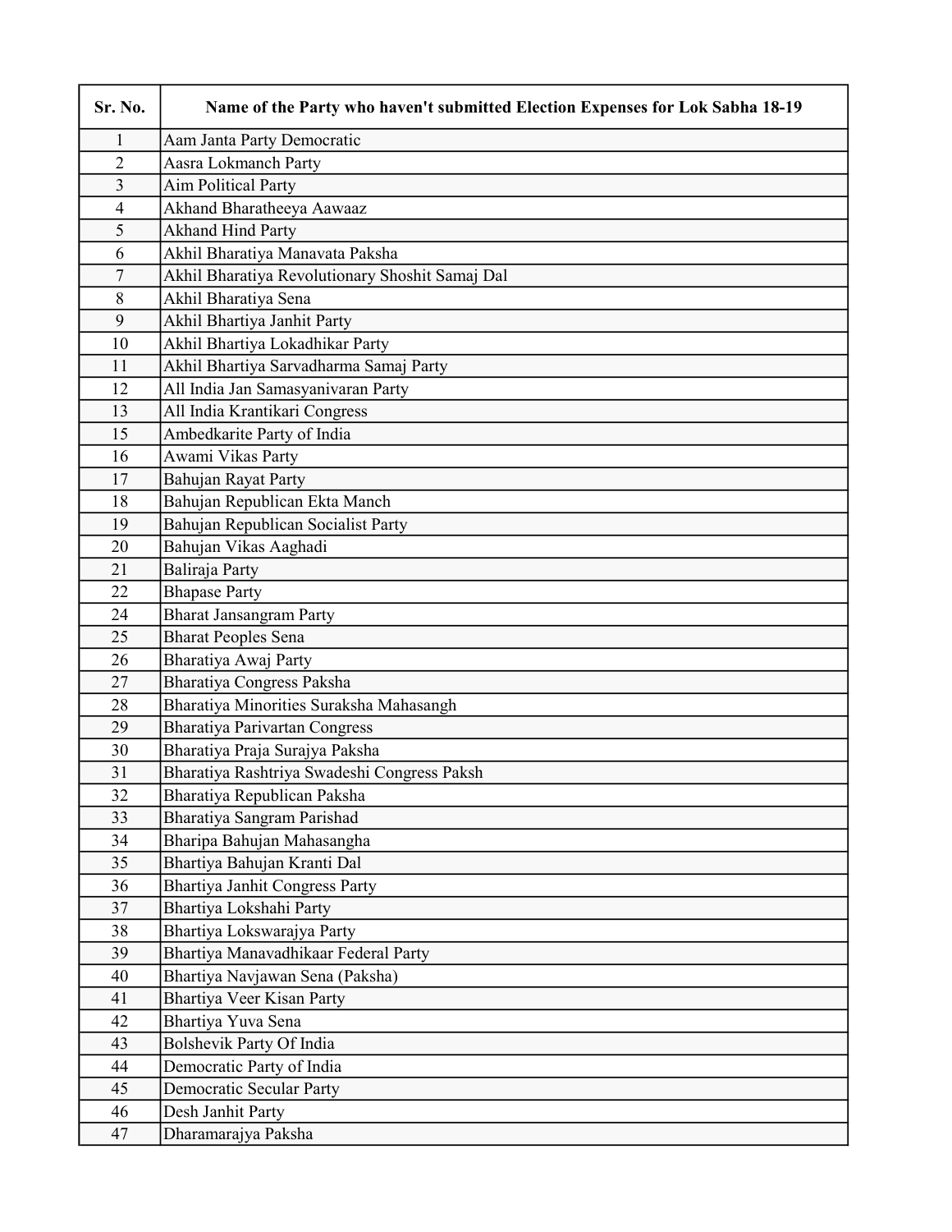| Sr. No. | Name of the Party who haven't submitted Election Expenses for Lok Sabha 18-19 |
|---|---|
| 1 | Aam Janta Party Democratic |
| 2 | Aasra Lokmanch Party |
| 3 | Aim Political Party |
| 4 | Akhand Bharatheeya Aawaaz |
| 5 | Akhand Hind Party |
| 6 | Akhil Bharatiya Manavata Paksha |
| 7 | Akhil Bharatiya Revolutionary Shoshit Samaj Dal |
| 8 | Akhil Bharatiya Sena |
| 9 | Akhil Bhartiya Janhit Party |
| 10 | Akhil Bhartiya Lokadhikar Party |
| 11 | Akhil Bhartiya Sarvadharma Samaj Party |
| 12 | All India Jan Samasyanivaran Party |
| 13 | All India Krantikari Congress |
| 15 | Ambedkarite Party of India |
| 16 | Awami Vikas Party |
| 17 | Bahujan Rayat Party |
| 18 | Bahujan Republican Ekta Manch |
| 19 | Bahujan Republican Socialist Party |
| 20 | Bahujan Vikas Aaghadi |
| 21 | Baliraja Party |
| 22 | Bhapase Party |
| 24 | Bharat Jansangram Party |
| 25 | Bharat Peoples Sena |
| 26 | Bharatiya Awaj Party |
| 27 | Bharatiya Congress Paksha |
| 28 | Bharatiya Minorities Suraksha Mahasangh |
| 29 | Bharatiya Parivartan Congress |
| 30 | Bharatiya Praja Surajya Paksha |
| 31 | Bharatiya Rashtriya Swadeshi Congress Paksh |
| 32 | Bharatiya Republican Paksha |
| 33 | Bharatiya Sangram Parishad |
| 34 | Bharipa Bahujan Mahasangha |
| 35 | Bhartiya Bahujan Kranti Dal |
| 36 | Bhartiya Janhit Congress Party |
| 37 | Bhartiya Lokshahi Party |
| 38 | Bhartiya Lokswarajya Party |
| 39 | Bhartiya Manavadhikaar Federal Party |
| 40 | Bhartiya Navjawan Sena (Paksha) |
| 41 | Bhartiya Veer Kisan Party |
| 42 | Bhartiya Yuva Sena |
| 43 | Bolshevik Party Of India |
| 44 | Democratic Party of India |
| 45 | Democratic Secular Party |
| 46 | Desh Janhit Party |
| 47 | Dharamarajya Paksha |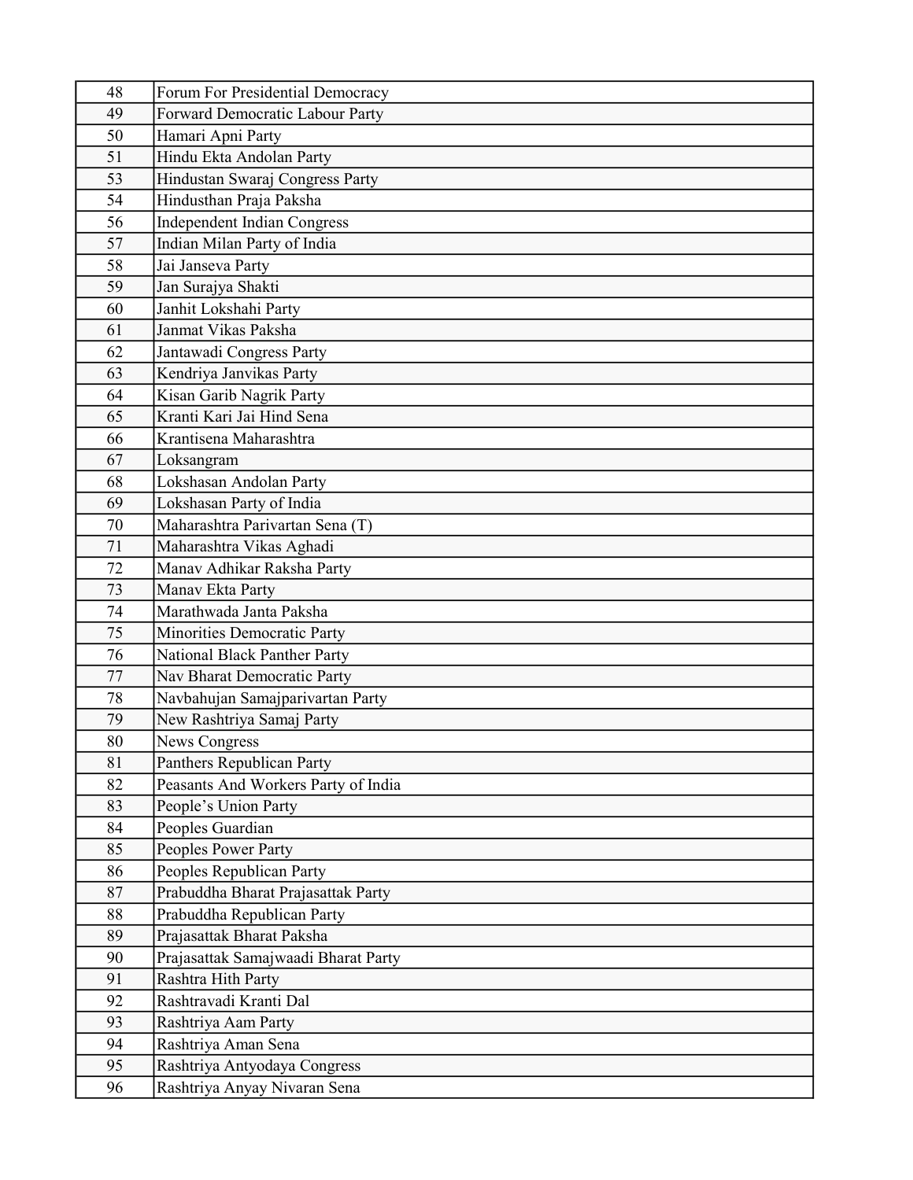| | |
|---|---|
| 48 | Forum For Presidential Democracy |
| 49 | Forward Democratic Labour Party |
| 50 | Hamari Apni Party |
| 51 | Hindu Ekta Andolan Party |
| 53 | Hindustan Swaraj Congress Party |
| 54 | Hindusthan Praja Paksha |
| 56 | Independent Indian Congress |
| 57 | Indian Milan Party of India |
| 58 | Jai Janseva Party |
| 59 | Jan Surajya Shakti |
| 60 | Janhit Lokshahi Party |
| 61 | Janmat Vikas Paksha |
| 62 | Jantawadi Congress Party |
| 63 | Kendriya Janvikas Party |
| 64 | Kisan Garib Nagrik Party |
| 65 | Kranti Kari Jai Hind Sena |
| 66 | Krantisena Maharashtra |
| 67 | Loksangram |
| 68 | Lokshasan Andolan Party |
| 69 | Lokshasan Party of India |
| 70 | Maharashtra Parivartan Sena (T) |
| 71 | Maharashtra Vikas Aghadi |
| 72 | Manav Adhikar Raksha Party |
| 73 | Manav Ekta Party |
| 74 | Marathwada Janta Paksha |
| 75 | Minorities Democratic Party |
| 76 | National Black Panther Party |
| 77 | Nav Bharat Democratic Party |
| 78 | Navbahujan Samajparivartan Party |
| 79 | New Rashtriya Samaj Party |
| 80 | News Congress |
| 81 | Panthers Republican Party |
| 82 | Peasants And Workers Party of India |
| 83 | People's Union Party |
| 84 | Peoples Guardian |
| 85 | Peoples Power Party |
| 86 | Peoples Republican Party |
| 87 | Prabuddha Bharat Prajasattak Party |
| 88 | Prabuddha Republican Party |
| 89 | Prajasattak Bharat Paksha |
| 90 | Prajasattak Samajwaadi Bharat Party |
| 91 | Rashtra Hith Party |
| 92 | Rashtravadi Kranti Dal |
| 93 | Rashtriya Aam Party |
| 94 | Rashtriya Aman Sena |
| 95 | Rashtriya Antyodaya Congress |
| 96 | Rashtriya Anyay Nivaran Sena |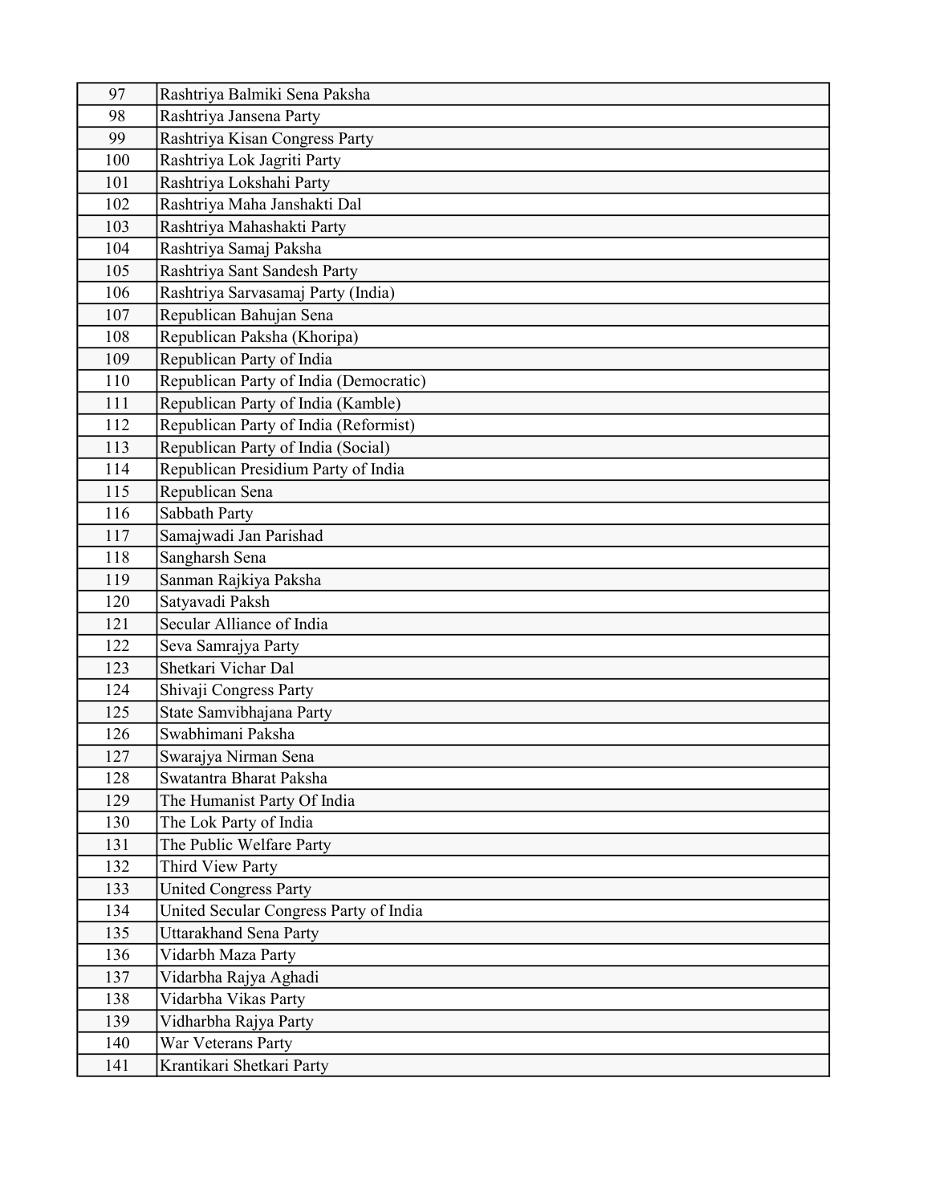| | |
|---|---|
| 97 | Rashtriya Balmiki Sena Paksha |
| 98 | Rashtriya Jansena Party |
| 99 | Rashtriya Kisan Congress Party |
| 100 | Rashtriya Lok Jagriti Party |
| 101 | Rashtriya Lokshahi Party |
| 102 | Rashtriya Maha Janshakti Dal |
| 103 | Rashtriya Mahashakti Party |
| 104 | Rashtriya Samaj Paksha |
| 105 | Rashtriya Sant Sandesh Party |
| 106 | Rashtriya Sarvasamaj Party (India) |
| 107 | Republican Bahujan Sena |
| 108 | Republican Paksha (Khoripa) |
| 109 | Republican Party of India |
| 110 | Republican Party of India (Democratic) |
| 111 | Republican Party of India (Kamble) |
| 112 | Republican Party of India (Reformist) |
| 113 | Republican Party of India (Social) |
| 114 | Republican Presidium Party of India |
| 115 | Republican Sena |
| 116 | Sabbath Party |
| 117 | Samajwadi Jan Parishad |
| 118 | Sangharsh Sena |
| 119 | Sanman Rajkiya Paksha |
| 120 | Satyavadi Paksh |
| 121 | Secular Alliance of India |
| 122 | Seva Samrajya Party |
| 123 | Shetkari Vichar Dal |
| 124 | Shivaji Congress Party |
| 125 | State Samvibhajana Party |
| 126 | Swabhimani Paksha |
| 127 | Swarajya Nirman Sena |
| 128 | Swatantra Bharat Paksha |
| 129 | The Humanist Party Of India |
| 130 | The Lok Party of India |
| 131 | The Public Welfare Party |
| 132 | Third View Party |
| 133 | United Congress Party |
| 134 | United Secular Congress Party of India |
| 135 | Uttarakhand Sena Party |
| 136 | Vidarbh Maza Party |
| 137 | Vidarbha Rajya Aghadi |
| 138 | Vidarbha Vikas Party |
| 139 | Vidharbha Rajya Party |
| 140 | War Veterans Party |
| 141 | Krantikari Shetkari Party |